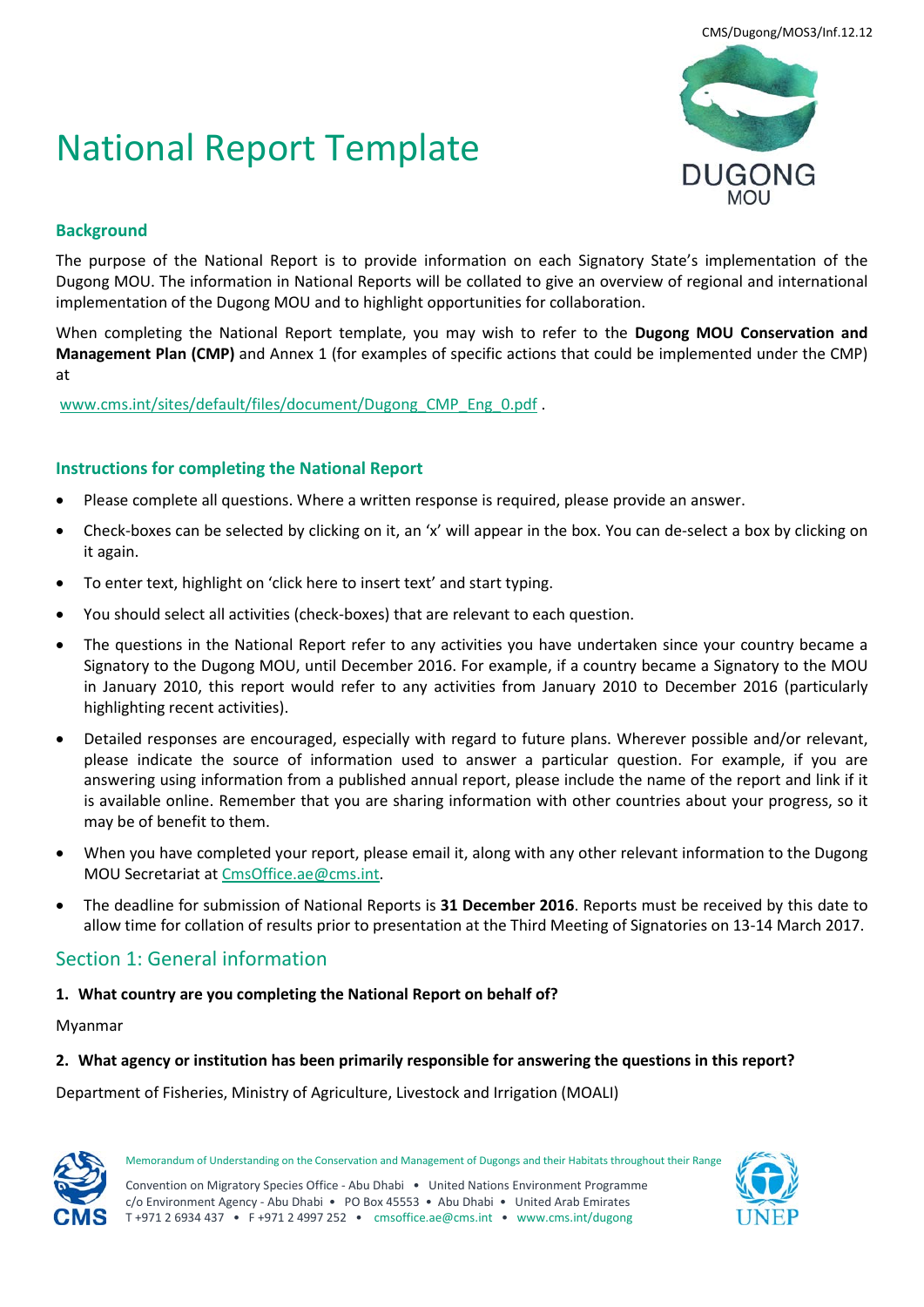CMS/Dugong/MOS3/Inf.12.12

# National Report Template

### Background

The purpose of the National Report is to provide information on each Signatory State's implementation of the Dugong MOU. The information in National Reports will be collated to give an overview of regional and international implementation of the Dugong MOU and to highlight opportunities for collaboration.

When completing the National Report template, you may wish to refer to the **Dugong MOU Conservation and Management Plan (CMP)** and Annex 1 (for examples of specific actions that could be implemented under the CMP) at

www.cms.int/sites/default/files/document/Dugong_CMP_Eng_0.pdf .

### Instructions for completing the National Report

- Please complete all questions. Where a written response is required, please provide an answer.
- Check-boxes can be selected by clicking on it, an 'x' will appear in the box. You can de-select a box by clicking on it again.
- To enter text, highlight on 'click here to insert text' and start typing.
- You should select all activities (check-boxes) that are relevant to each question.
- The questions in the National Report refer to any activities you have undertaken since your country became a Signatory to the Dugong MOU, until December 2016. For example, if a country became a Signatory to the MOU in January 2010, this report would refer to any activities from January 2010 to December 2016 (particularly highlighting recent activities).
- Detailed responses are encouraged, especially with regard to future plans. Wherever possible and/or relevant, please indicate the source of information used to answer a particular question. For example, if you are answering using information from a published annual report, please include the name of the report and link if it is available online. Remember that you are sharing information with other countries about your progress, so it may be of benefit to them.
- When you have completed your report, please email it, along with any other relevant information to the Dugong MOU Secretariat at CmsOffice.ae@cms.int.
- The deadline for submission of National Reports is **31 December 2016**. Reports must be received by this date to allow time for collation of results prior to presentation at the Third Meeting of Signatories on 13-14 March 2017.

## Section 1: General information

**1. What country are you completing the National Report on behalf of?**

Myanmar

**2. What agency or institution has been primarily responsible for answering the questions in this report?**

Department of Fisheries, Ministry of Agriculture, Livestock and Irrigation (MOALI)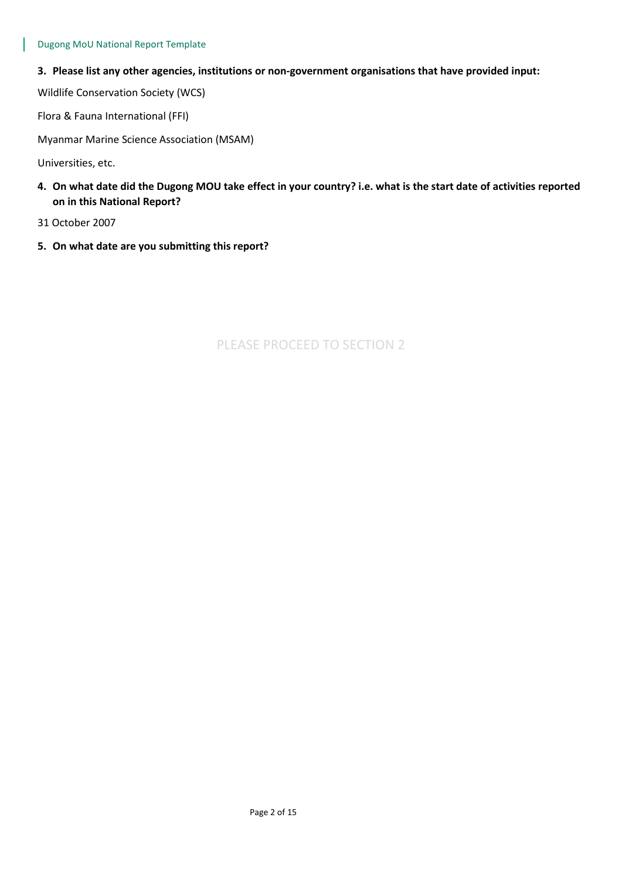**3. Please list any other agencies, institutions or non-government organisations that have provided input:**

Wildlife Conservation Society (WCS)

Flora & Fauna International (FFI)

Myanmar Marine Science Association (MSAM)

Universities, etc.

**4. On what date did the Dugong MOU take effect in your country? i.e. what is the start date of activities reported on in this National Report?**

31 October 2007

**5. On what date are you submitting this report?**

PLEASE PROCEED TO SECTION 2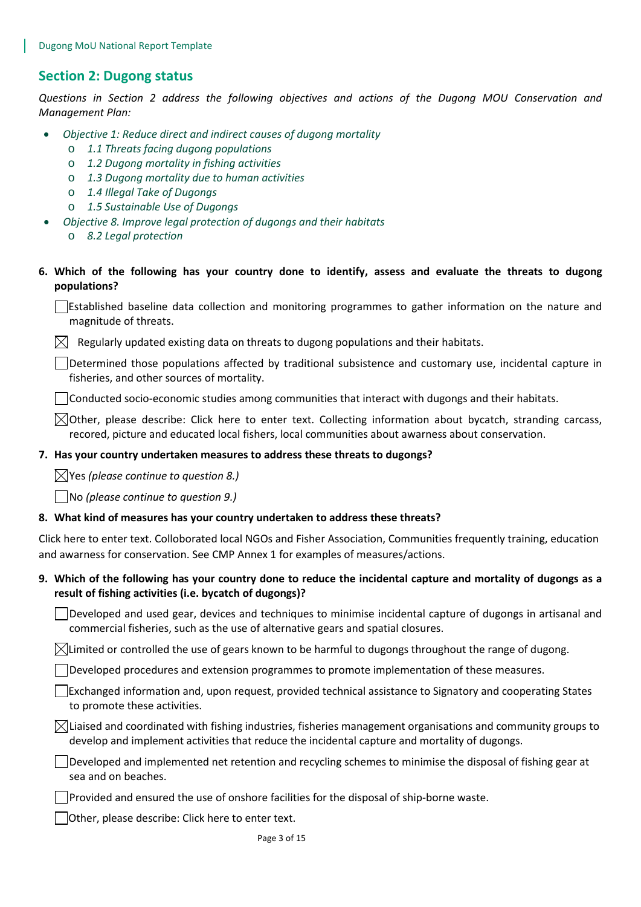## Section 2: Dugong status

*Questions in Section 2 address the following objectives and actions of the Dugong MOU Conservation and Management Plan:*

- *Objective 1: Reduce direct and indirect causes of dugong mortality*
  - *1.1 Threats facing dugong populations*
  - *1.2 Dugong mortality in fishing activities*
  - *1.3 Dugong mortality due to human activities*
  - *1.4 Illegal Take of Dugongs*
  - *1.5 Sustainable Use of Dugongs*
- *Objective 8. Improve legal protection of dugongs and their habitats*
  - *8.2 Legal protection*

**6. Which of the following has your country done to identify, assess and evaluate the threats to dugong populations?**

☐ Established baseline data collection and monitoring programmes to gather information on the nature and magnitude of threats.

☒ Regularly updated existing data on threats to dugong populations and their habitats.

☐ Determined those populations affected by traditional subsistence and customary use, incidental capture in fisheries, and other sources of mortality.

☐ Conducted socio-economic studies among communities that interact with dugongs and their habitats.

☒ Other, please describe: Click here to enter text. Collecting information about bycatch, stranding carcass, recored, picture and educated local fishers, local communities about awarness about conservation.

**7. Has your country undertaken measures to address these threats to dugongs?**

☒ Yes *(please continue to question 8.)*

☐ No *(please continue to question 9.)*

**8. What kind of measures has your country undertaken to address these threats?**

Click here to enter text. Colloborated local NGOs and Fisher Association, Communities frequently training, education and awarness for conservation. See CMP Annex 1 for examples of measures/actions.

**9. Which of the following has your country done to reduce the incidental capture and mortality of dugongs as a result of fishing activities (i.e. bycatch of dugongs)?**

☐ Developed and used gear, devices and techniques to minimise incidental capture of dugongs in artisanal and commercial fisheries, such as the use of alternative gears and spatial closures.

☒ Limited or controlled the use of gears known to be harmful to dugongs throughout the range of dugong.

☐ Developed procedures and extension programmes to promote implementation of these measures.

☐ Exchanged information and, upon request, provided technical assistance to Signatory and cooperating States to promote these activities.

☒ Liaised and coordinated with fishing industries, fisheries management organisations and community groups to develop and implement activities that reduce the incidental capture and mortality of dugongs.

☐ Developed and implemented net retention and recycling schemes to minimise the disposal of fishing gear at sea and on beaches.

☐ Provided and ensured the use of onshore facilities for the disposal of ship-borne waste.

☐ Other, please describe: Click here to enter text.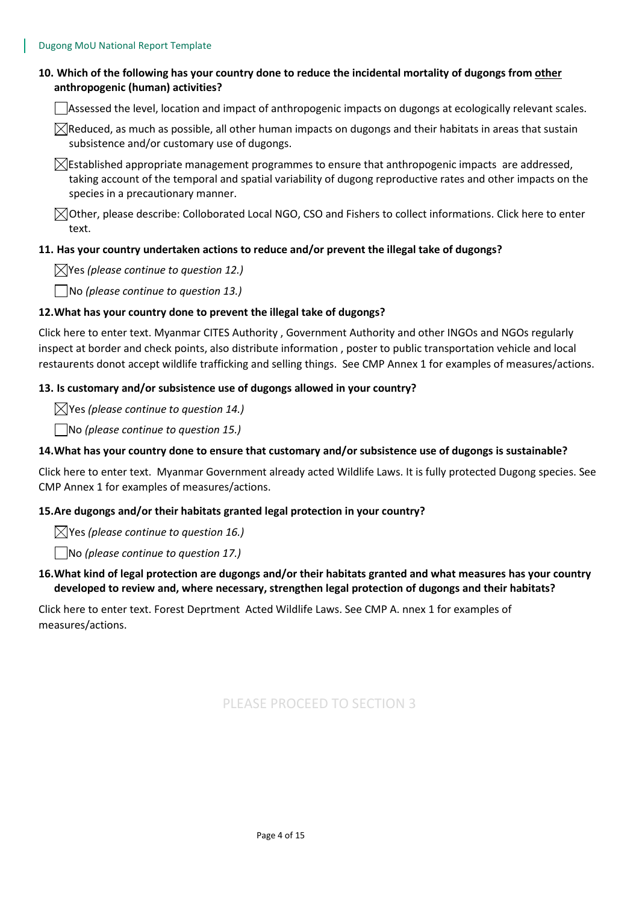**10. Which of the following has your country done to reduce the incidental mortality of dugongs from <u>other</u> anthropogenic (human) activities?**

☐ Assessed the level, location and impact of anthropogenic impacts on dugongs at ecologically relevant scales.

☒ Reduced, as much as possible, all other human impacts on dugongs and their habitats in areas that sustain subsistence and/or customary use of dugongs.

☒ Established appropriate management programmes to ensure that anthropogenic impacts are addressed, taking account of the temporal and spatial variability of dugong reproductive rates and other impacts on the species in a precautionary manner.

☒ Other, please describe: Colloborated Local NGO, CSO and Fishers to collect informations. Click here to enter text.

**11. Has your country undertaken actions to reduce and/or prevent the illegal take of dugongs?**

☒ Yes *(please continue to question 12.)*

☐ No *(please continue to question 13.)*

**12. What has your country done to prevent the illegal take of dugongs?**

Click here to enter text. Myanmar CITES Authority , Government Authority and other INGOs and NGOs regularly inspect at border and check points, also distribute information , poster to public transportation vehicle and local restaurents donot accept wildlife trafficking and selling things. See CMP Annex 1 for examples of measures/actions.

**13. Is customary and/or subsistence use of dugongs allowed in your country?**

☒ Yes *(please continue to question 14.)*

☐ No *(please continue to question 15.)*

**14. What has your country done to ensure that customary and/or subsistence use of dugongs is sustainable?**

Click here to enter text. Myanmar Government already acted Wildlife Laws. It is fully protected Dugong species. See CMP Annex 1 for examples of measures/actions.

**15. Are dugongs and/or their habitats granted legal protection in your country?**

☒ Yes *(please continue to question 16.)*

☐ No *(please continue to question 17.)*

**16. What kind of legal protection are dugongs and/or their habitats granted and what measures has your country developed to review and, where necessary, strengthen legal protection of dugongs and their habitats?**

Click here to enter text. Forest Deprtment Acted Wildlife Laws. See CMP A. nnex 1 for examples of measures/actions.

PLEASE PROCEED TO SECTION 3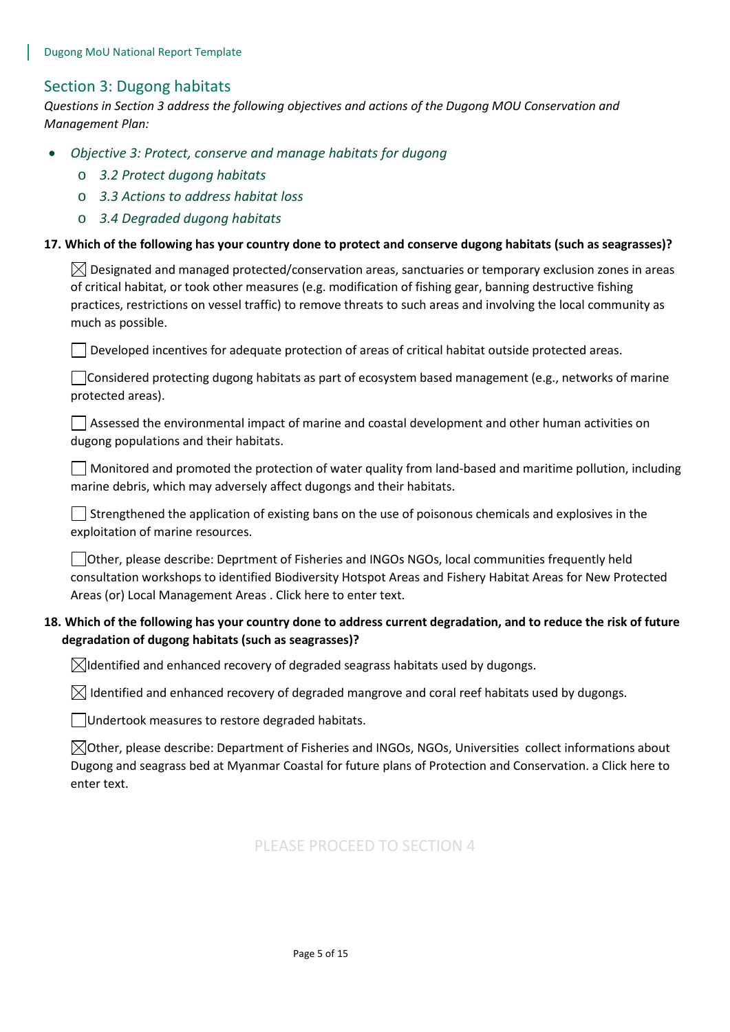## Section 3: Dugong habitats

*Questions in Section 3 address the following objectives and actions of the Dugong MOU Conservation and Management Plan:*

- *Objective 3: Protect, conserve and manage habitats for dugong*
  - *3.2 Protect dugong habitats*
  - *3.3 Actions to address habitat loss*
  - *3.4 Degraded dugong habitats*

**17. Which of the following has your country done to protect and conserve dugong habitats (such as seagrasses)?**

☒ Designated and managed protected/conservation areas, sanctuaries or temporary exclusion zones in areas of critical habitat, or took other measures (e.g. modification of fishing gear, banning destructive fishing practices, restrictions on vessel traffic) to remove threats to such areas and involving the local community as much as possible.

☐ Developed incentives for adequate protection of areas of critical habitat outside protected areas.

☐ Considered protecting dugong habitats as part of ecosystem based management (e.g., networks of marine protected areas).

☐ Assessed the environmental impact of marine and coastal development and other human activities on dugong populations and their habitats.

☐ Monitored and promoted the protection of water quality from land-based and maritime pollution, including marine debris, which may adversely affect dugongs and their habitats.

☐ Strengthened the application of existing bans on the use of poisonous chemicals and explosives in the exploitation of marine resources.

☐ Other, please describe: Deprtment of Fisheries and INGOs NGOs, local communities frequently held consultation workshops to identified Biodiversity Hotspot Areas and Fishery Habitat Areas for New Protected Areas (or) Local Management Areas . Click here to enter text.

**18. Which of the following has your country done to address current degradation, and to reduce the risk of future degradation of dugong habitats (such as seagrasses)?**

☒ Identified and enhanced recovery of degraded seagrass habitats used by dugongs.

☒ Identified and enhanced recovery of degraded mangrove and coral reef habitats used by dugongs.

☐ Undertook measures to restore degraded habitats.

☒ Other, please describe: Department of Fisheries and INGOs, NGOs, Universities collect informations about Dugong and seagrass bed at Myanmar Coastal for future plans of Protection and Conservation. a Click here to enter text.

PLEASE PROCEED TO SECTION 4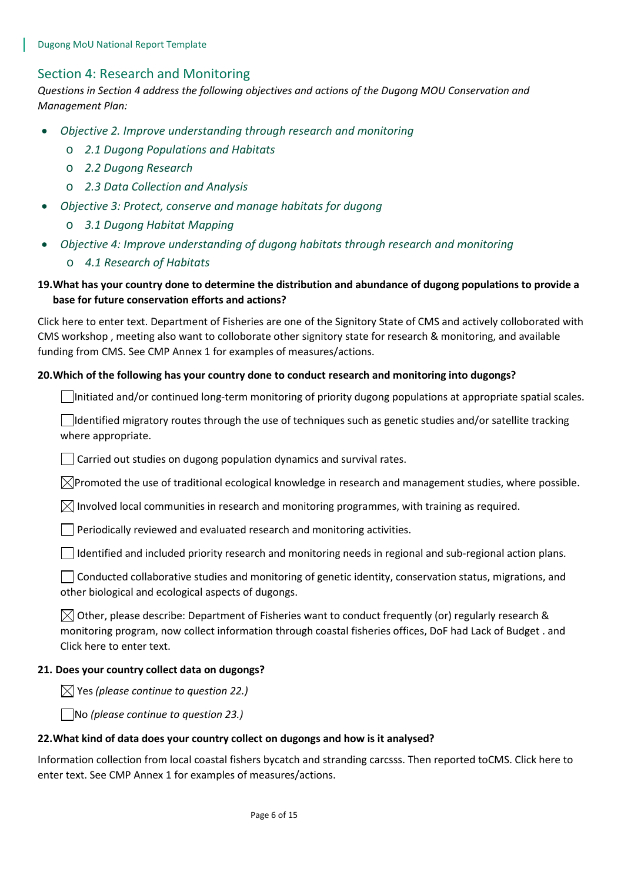## Section 4: Research and Monitoring

*Questions in Section 4 address the following objectives and actions of the Dugong MOU Conservation and Management Plan:*

- *Objective 2. Improve understanding through research and monitoring*
  - *2.1 Dugong Populations and Habitats*
  - *2.2 Dugong Research*
  - *2.3 Data Collection and Analysis*
- *Objective 3: Protect, conserve and manage habitats for dugong*
  - *3.1 Dugong Habitat Mapping*
- *Objective 4: Improve understanding of dugong habitats through research and monitoring*
  - *4.1 Research of Habitats*

**19. What has your country done to determine the distribution and abundance of dugong populations to provide a base for future conservation efforts and actions?**

Click here to enter text. Department of Fisheries are one of the Signitory State of CMS and actively colloborated with CMS workshop , meeting also want to colloborate other signitory state for research & monitoring, and available funding from CMS. See CMP Annex 1 for examples of measures/actions.

**20. Which of the following has your country done to conduct research and monitoring into dugongs?**

☐ Initiated and/or continued long-term monitoring of priority dugong populations at appropriate spatial scales.

☐ Identified migratory routes through the use of techniques such as genetic studies and/or satellite tracking where appropriate.

☐ Carried out studies on dugong population dynamics and survival rates.

☒ Promoted the use of traditional ecological knowledge in research and management studies, where possible.

☒ Involved local communities in research and monitoring programmes, with training as required.

☐ Periodically reviewed and evaluated research and monitoring activities.

☐ Identified and included priority research and monitoring needs in regional and sub-regional action plans.

☐ Conducted collaborative studies and monitoring of genetic identity, conservation status, migrations, and other biological and ecological aspects of dugongs.

☒ Other, please describe: Department of Fisheries want to conduct frequently (or) regularly research & monitoring program, now collect information through coastal fisheries offices, DoF had Lack of Budget . and Click here to enter text.

**21. Does your country collect data on dugongs?**

☒ Yes *(please continue to question 22.)*

☐ No *(please continue to question 23.)*

**22. What kind of data does your country collect on dugongs and how is it analysed?**

Information collection from local coastal fishers bycatch and stranding carcsss. Then reported toCMS. Click here to enter text. See CMP Annex 1 for examples of measures/actions.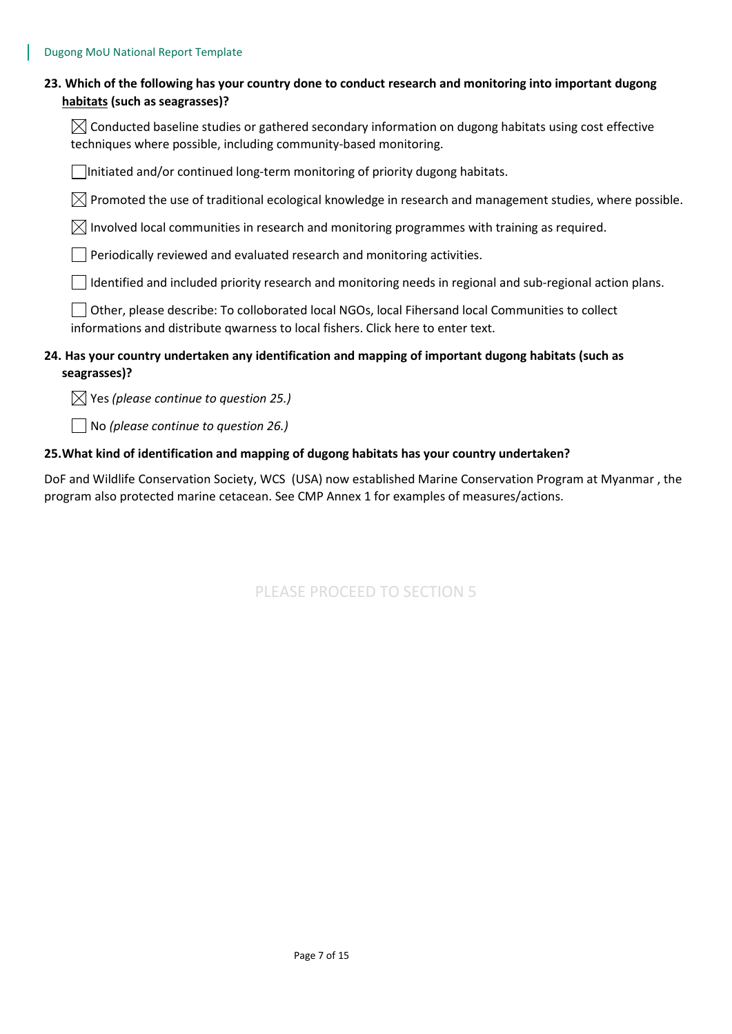**23. Which of the following has your country done to conduct research and monitoring into important dugong <u>habitats</u> (such as seagrasses)?**

☒ Conducted baseline studies or gathered secondary information on dugong habitats using cost effective techniques where possible, including community-based monitoring.

☐ Initiated and/or continued long-term monitoring of priority dugong habitats.

☒ Promoted the use of traditional ecological knowledge in research and management studies, where possible.

☒ Involved local communities in research and monitoring programmes with training as required.

☐ Periodically reviewed and evaluated research and monitoring activities.

☐ Identified and included priority research and monitoring needs in regional and sub-regional action plans.

☐ Other, please describe: To colloborated local NGOs, local Fihersand local Communities to collect informations and distribute qwarness to local fishers. Click here to enter text.

**24. Has your country undertaken any identification and mapping of important dugong habitats (such as seagrasses)?**

☒ Yes *(please continue to question 25.)*

☐ No *(please continue to question 26.)*

**25. What kind of identification and mapping of dugong habitats has your country undertaken?**

DoF and Wildlife Conservation Society, WCS (USA) now established Marine Conservation Program at Myanmar , the program also protected marine cetacean. See CMP Annex 1 for examples of measures/actions.

PLEASE PROCEED TO SECTION 5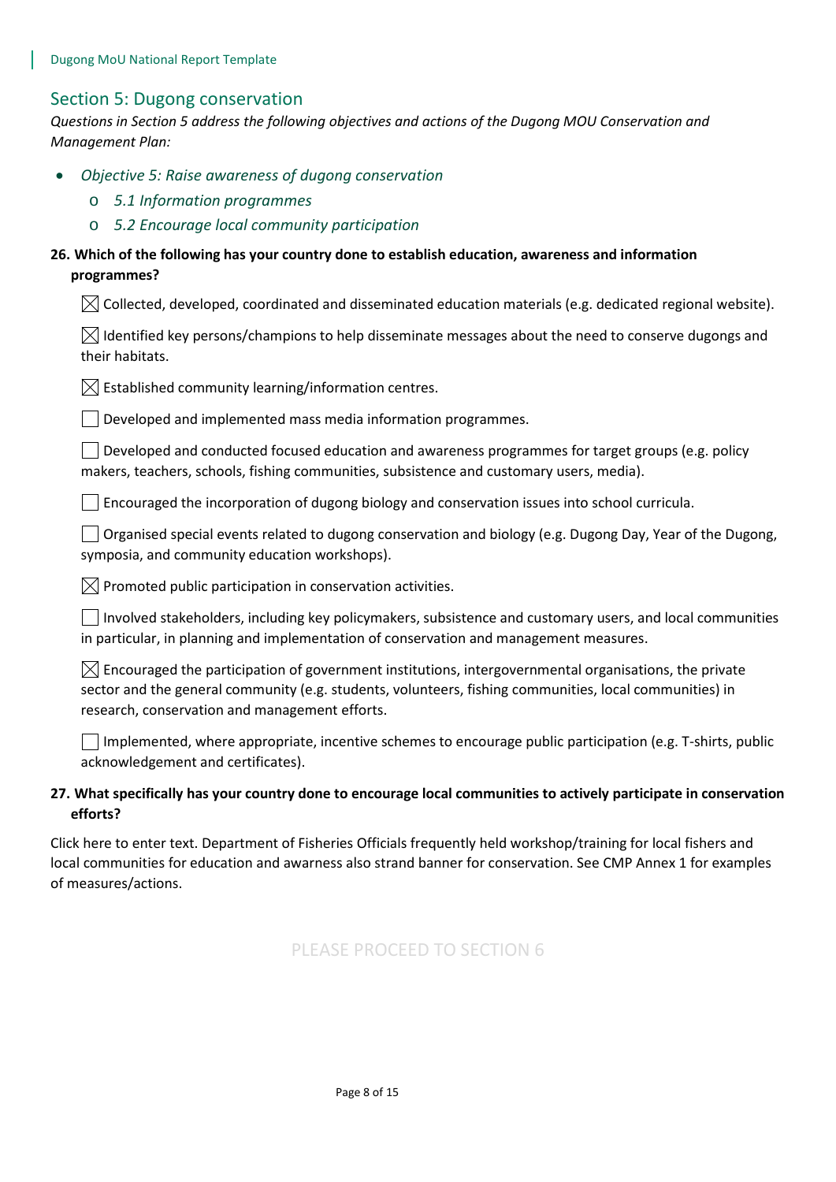## Section 5: Dugong conservation

*Questions in Section 5 address the following objectives and actions of the Dugong MOU Conservation and Management Plan:*

- *Objective 5: Raise awareness of dugong conservation*
  - *5.1 Information programmes*
  - *5.2 Encourage local community participation*

**26. Which of the following has your country done to establish education, awareness and information programmes?**

☒ Collected, developed, coordinated and disseminated education materials (e.g. dedicated regional website).

☒ Identified key persons/champions to help disseminate messages about the need to conserve dugongs and their habitats.

☒ Established community learning/information centres.

☐ Developed and implemented mass media information programmes.

☐ Developed and conducted focused education and awareness programmes for target groups (e.g. policy makers, teachers, schools, fishing communities, subsistence and customary users, media).

☐ Encouraged the incorporation of dugong biology and conservation issues into school curricula.

☐ Organised special events related to dugong conservation and biology (e.g. Dugong Day, Year of the Dugong, symposia, and community education workshops).

☒ Promoted public participation in conservation activities.

☐ Involved stakeholders, including key policymakers, subsistence and customary users, and local communities in particular, in planning and implementation of conservation and management measures.

☒ Encouraged the participation of government institutions, intergovernmental organisations, the private sector and the general community (e.g. students, volunteers, fishing communities, local communities) in research, conservation and management efforts.

☐ Implemented, where appropriate, incentive schemes to encourage public participation (e.g. T-shirts, public acknowledgement and certificates).

**27. What specifically has your country done to encourage local communities to actively participate in conservation efforts?**

Click here to enter text. Department of Fisheries Officials frequently held workshop/training for local fishers and local communities for education and awarness also strand banner for conservation. See CMP Annex 1 for examples of measures/actions.

PLEASE PROCEED TO SECTION 6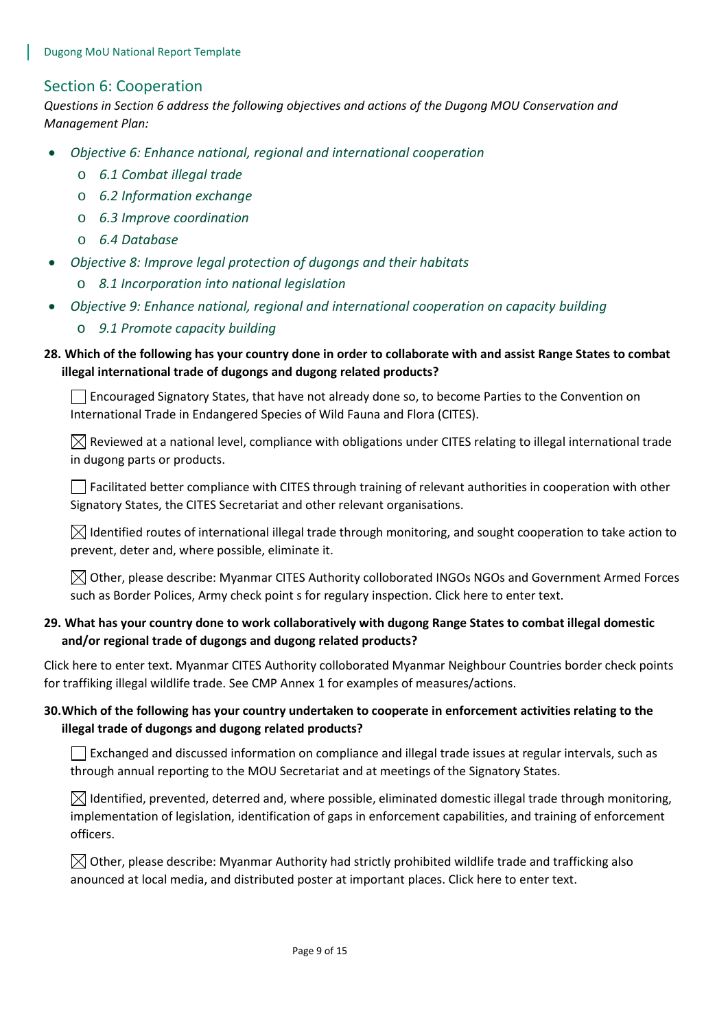## Section 6: Cooperation

*Questions in Section 6 address the following objectives and actions of the Dugong MOU Conservation and Management Plan:*

- *Objective 6: Enhance national, regional and international cooperation*
  - *6.1 Combat illegal trade*
  - *6.2 Information exchange*
  - *6.3 Improve coordination*
  - *6.4 Database*
- *Objective 8: Improve legal protection of dugongs and their habitats*
  - *8.1 Incorporation into national legislation*
- *Objective 9: Enhance national, regional and international cooperation on capacity building*
  - *9.1 Promote capacity building*

**28. Which of the following has your country done in order to collaborate with and assist Range States to combat illegal international trade of dugongs and dugong related products?**

☐ Encouraged Signatory States, that have not already done so, to become Parties to the Convention on International Trade in Endangered Species of Wild Fauna and Flora (CITES).

☒ Reviewed at a national level, compliance with obligations under CITES relating to illegal international trade in dugong parts or products.

☐ Facilitated better compliance with CITES through training of relevant authorities in cooperation with other Signatory States, the CITES Secretariat and other relevant organisations.

☒ Identified routes of international illegal trade through monitoring, and sought cooperation to take action to prevent, deter and, where possible, eliminate it.

☒ Other, please describe: Myanmar CITES Authority colloborated INGOs NGOs and Government Armed Forces such as Border Polices, Army check point s for regulary inspection. Click here to enter text.

**29. What has your country done to work collaboratively with dugong Range States to combat illegal domestic and/or regional trade of dugongs and dugong related products?**

Click here to enter text. Myanmar CITES Authority colloborated Myanmar Neighbour Countries border check points for traffiking illegal wildlife trade. See CMP Annex 1 for examples of measures/actions.

**30. Which of the following has your country undertaken to cooperate in enforcement activities relating to the illegal trade of dugongs and dugong related products?**

☐ Exchanged and discussed information on compliance and illegal trade issues at regular intervals, such as through annual reporting to the MOU Secretariat and at meetings of the Signatory States.

☒ Identified, prevented, deterred and, where possible, eliminated domestic illegal trade through monitoring, implementation of legislation, identification of gaps in enforcement capabilities, and training of enforcement officers.

☒ Other, please describe: Myanmar Authority had strictly prohibited wildlife trade and trafficking also anounced at local media, and distributed poster at important places. Click here to enter text.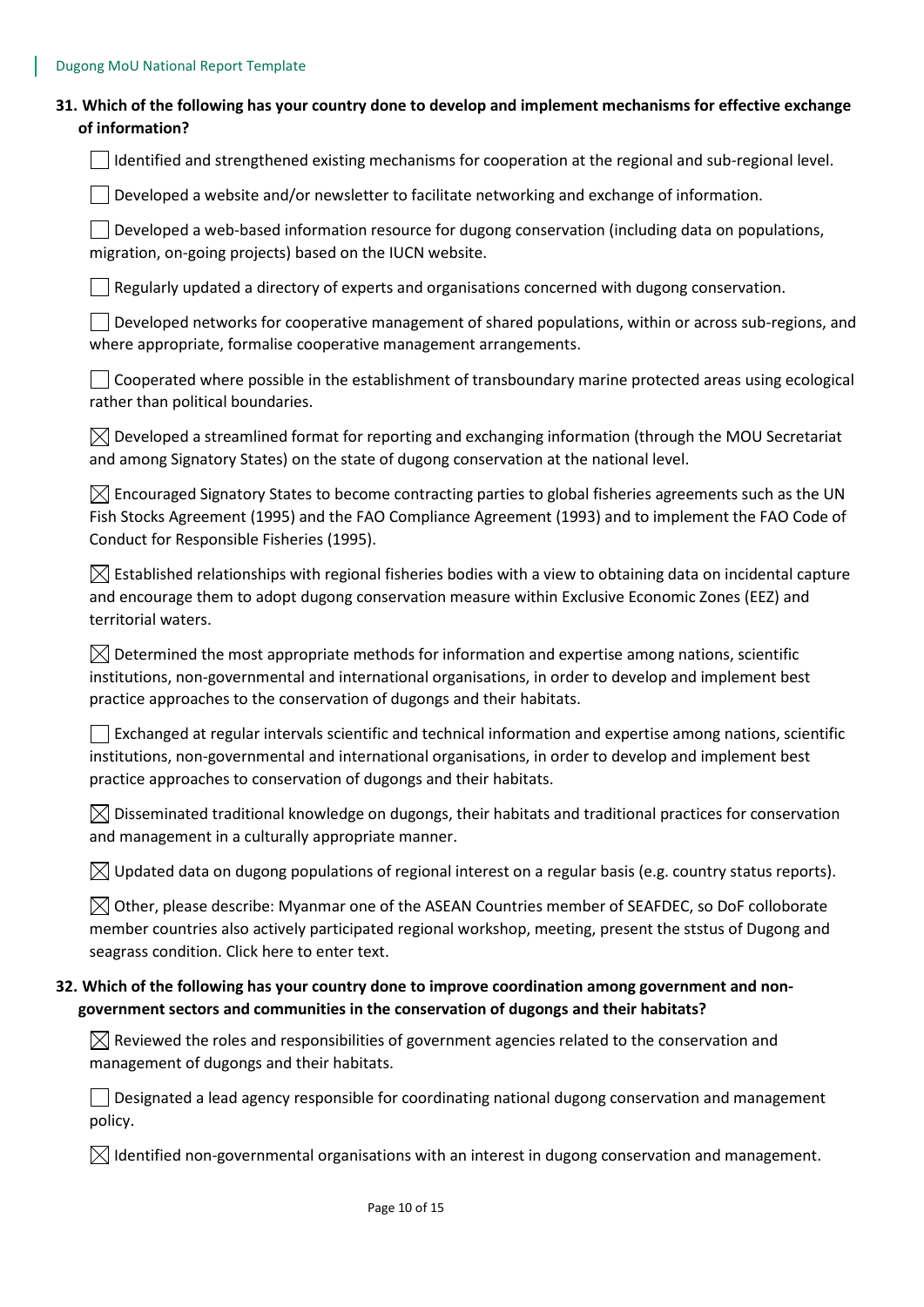**31. Which of the following has your country done to develop and implement mechanisms for effective exchange of information?**

☐ Identified and strengthened existing mechanisms for cooperation at the regional and sub-regional level.

☐ Developed a website and/or newsletter to facilitate networking and exchange of information.

☐ Developed a web-based information resource for dugong conservation (including data on populations, migration, on-going projects) based on the IUCN website.

☐ Regularly updated a directory of experts and organisations concerned with dugong conservation.

☐ Developed networks for cooperative management of shared populations, within or across sub-regions, and where appropriate, formalise cooperative management arrangements.

☐ Cooperated where possible in the establishment of transboundary marine protected areas using ecological rather than political boundaries.

☒ Developed a streamlined format for reporting and exchanging information (through the MOU Secretariat and among Signatory States) on the state of dugong conservation at the national level.

☒ Encouraged Signatory States to become contracting parties to global fisheries agreements such as the UN Fish Stocks Agreement (1995) and the FAO Compliance Agreement (1993) and to implement the FAO Code of Conduct for Responsible Fisheries (1995).

☒ Established relationships with regional fisheries bodies with a view to obtaining data on incidental capture and encourage them to adopt dugong conservation measure within Exclusive Economic Zones (EEZ) and territorial waters.

☒ Determined the most appropriate methods for information and expertise among nations, scientific institutions, non-governmental and international organisations, in order to develop and implement best practice approaches to the conservation of dugongs and their habitats.

☐ Exchanged at regular intervals scientific and technical information and expertise among nations, scientific institutions, non-governmental and international organisations, in order to develop and implement best practice approaches to conservation of dugongs and their habitats.

☒ Disseminated traditional knowledge on dugongs, their habitats and traditional practices for conservation and management in a culturally appropriate manner.

☒ Updated data on dugong populations of regional interest on a regular basis (e.g. country status reports).

☒ Other, please describe: Myanmar one of the ASEAN Countries member of SEAFDEC, so DoF colloborate member countries also actively participated regional workshop, meeting, present the ststus of Dugong and seagrass condition. Click here to enter text.

**32. Which of the following has your country done to improve coordination among government and non-government sectors and communities in the conservation of dugongs and their habitats?**

☒ Reviewed the roles and responsibilities of government agencies related to the conservation and management of dugongs and their habitats.

☐ Designated a lead agency responsible for coordinating national dugong conservation and management policy.

☒ Identified non-governmental organisations with an interest in dugong conservation and management.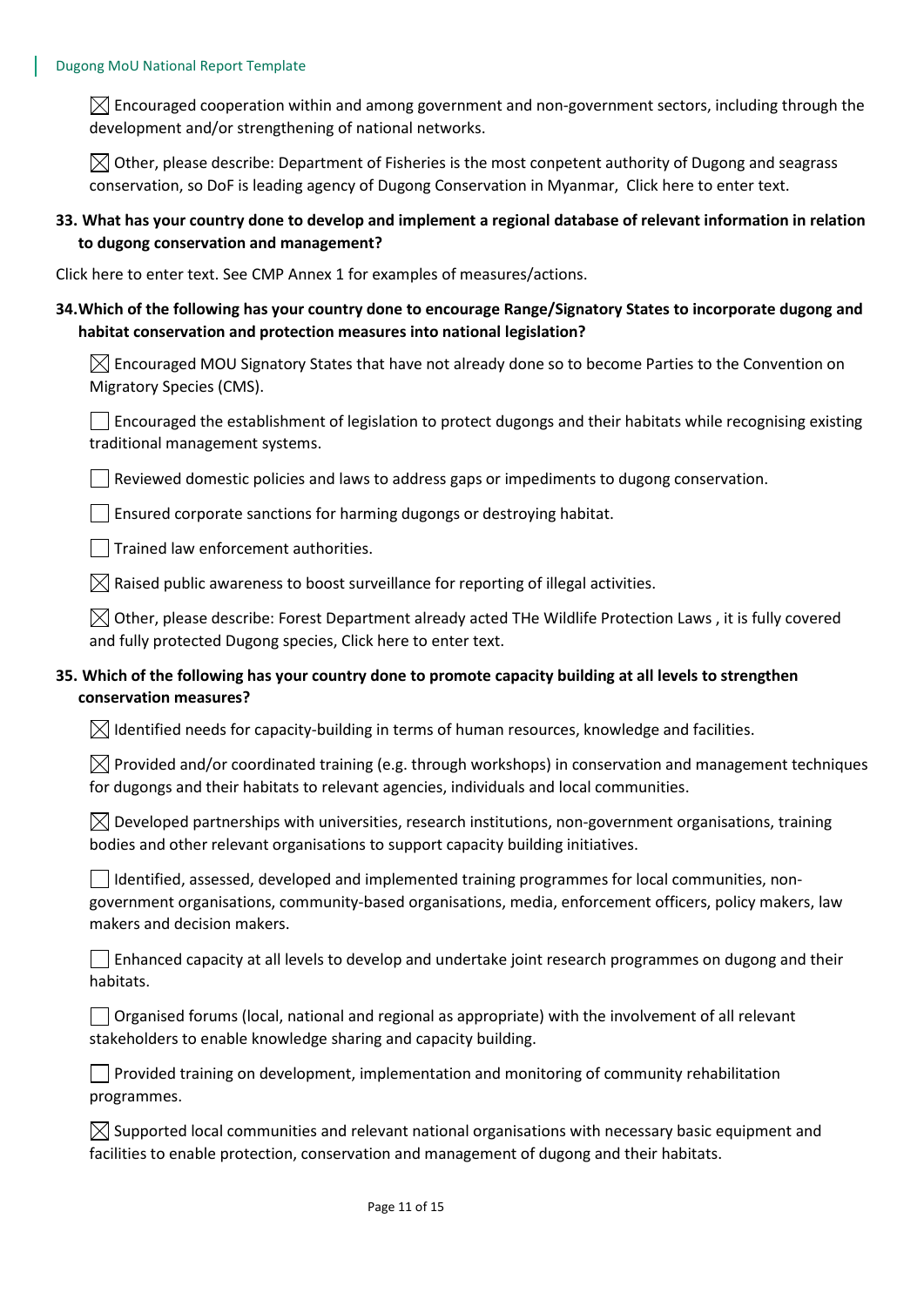☒ Encouraged cooperation within and among government and non-government sectors, including through the development and/or strengthening of national networks.

☒ Other, please describe: Department of Fisheries is the most conpetent authority of Dugong and seagrass conservation, so DoF is leading agency of Dugong Conservation in Myanmar, Click here to enter text.

**33. What has your country done to develop and implement a regional database of relevant information in relation to dugong conservation and management?**

Click here to enter text. See CMP Annex 1 for examples of measures/actions.

**34. Which of the following has your country done to encourage Range/Signatory States to incorporate dugong and habitat conservation and protection measures into national legislation?**

☒ Encouraged MOU Signatory States that have not already done so to become Parties to the Convention on Migratory Species (CMS).

☐ Encouraged the establishment of legislation to protect dugongs and their habitats while recognising existing traditional management systems.

☐ Reviewed domestic policies and laws to address gaps or impediments to dugong conservation.

☐ Ensured corporate sanctions for harming dugongs or destroying habitat.

☐ Trained law enforcement authorities.

☒ Raised public awareness to boost surveillance for reporting of illegal activities.

☒ Other, please describe: Forest Department already acted THe Wildlife Protection Laws , it is fully covered and fully protected Dugong species, Click here to enter text.

**35. Which of the following has your country done to promote capacity building at all levels to strengthen conservation measures?**

☒ Identified needs for capacity-building in terms of human resources, knowledge and facilities.

☒ Provided and/or coordinated training (e.g. through workshops) in conservation and management techniques for dugongs and their habitats to relevant agencies, individuals and local communities.

☒ Developed partnerships with universities, research institutions, non-government organisations, training bodies and other relevant organisations to support capacity building initiatives.

☐ Identified, assessed, developed and implemented training programmes for local communities, non-government organisations, community-based organisations, media, enforcement officers, policy makers, law makers and decision makers.

☐ Enhanced capacity at all levels to develop and undertake joint research programmes on dugong and their habitats.

☐ Organised forums (local, national and regional as appropriate) with the involvement of all relevant stakeholders to enable knowledge sharing and capacity building.

☐ Provided training on development, implementation and monitoring of community rehabilitation programmes.

☒ Supported local communities and relevant national organisations with necessary basic equipment and facilities to enable protection, conservation and management of dugong and their habitats.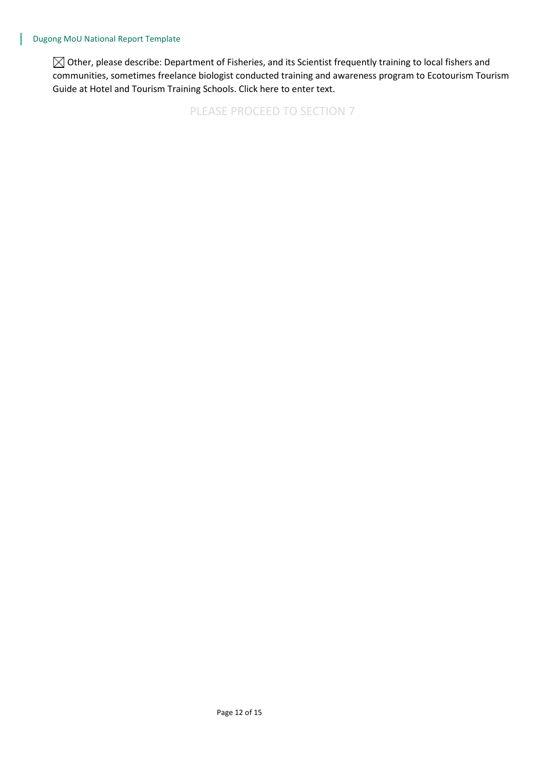☒ Other, please describe: Department of Fisheries, and its Scientist frequently training to local fishers and communities, sometimes freelance biologist conducted training and awareness program to Ecotourism Tourism Guide at Hotel and Tourism Training Schools. Click here to enter text.

PLEASE PROCEED TO SECTION 7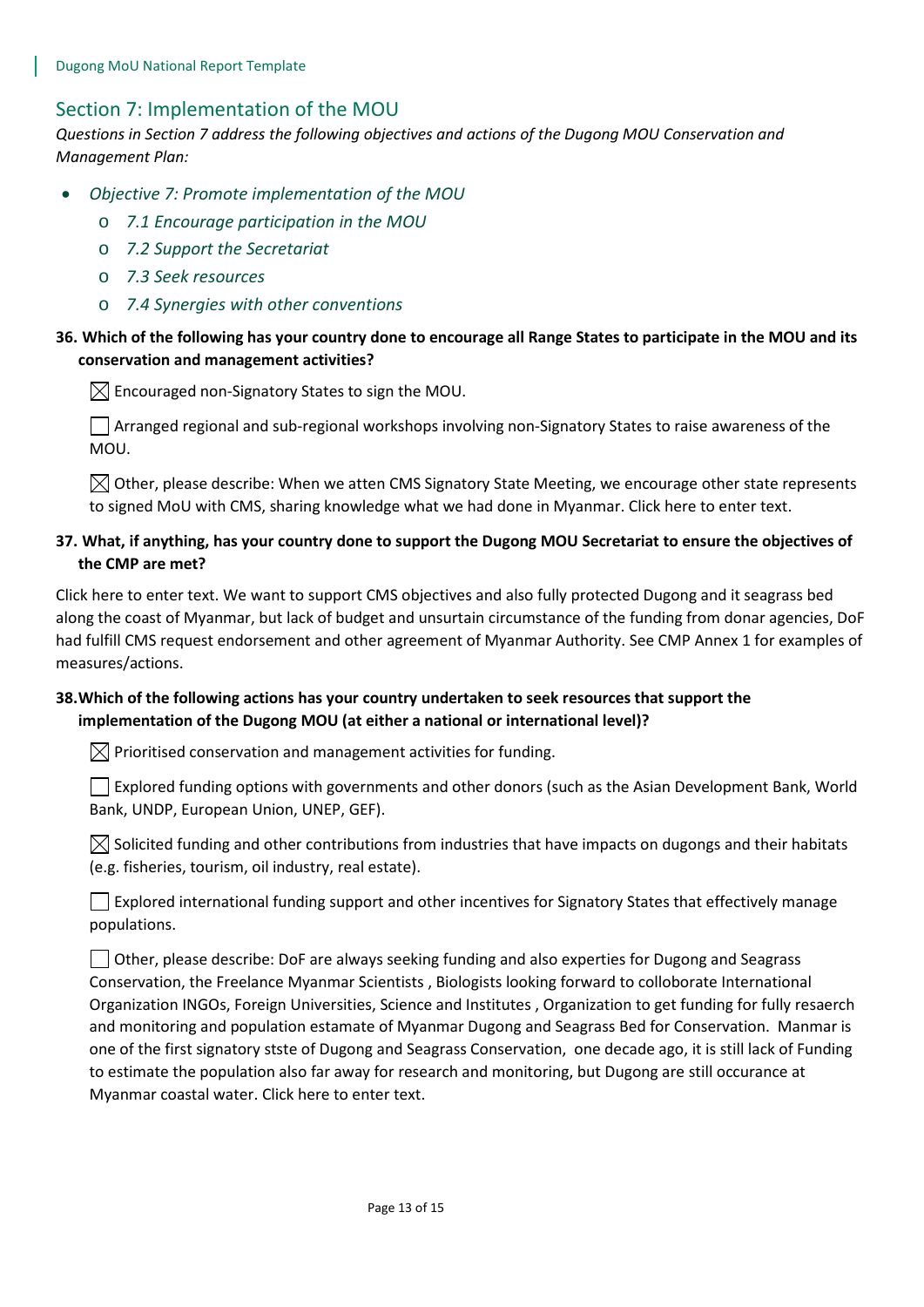## Section 7: Implementation of the MOU

*Questions in Section 7 address the following objectives and actions of the Dugong MOU Conservation and Management Plan:*

- *Objective 7: Promote implementation of the MOU*
  - *7.1 Encourage participation in the MOU*
  - *7.2 Support the Secretariat*
  - *7.3 Seek resources*
  - *7.4 Synergies with other conventions*

**36. Which of the following has your country done to encourage all Range States to participate in the MOU and its conservation and management activities?**

☒ Encouraged non-Signatory States to sign the MOU.

☐ Arranged regional and sub-regional workshops involving non-Signatory States to raise awareness of the MOU.

☒ Other, please describe: When we atten CMS Signatory State Meeting, we encourage other state represents to signed MoU with CMS, sharing knowledge what we had done in Myanmar. Click here to enter text.

**37. What, if anything, has your country done to support the Dugong MOU Secretariat to ensure the objectives of the CMP are met?**

Click here to enter text. We want to support CMS objectives and also fully protected Dugong and it seagrass bed along the coast of Myanmar, but lack of budget and unsurtain circumstance of the funding from donar agencies, DoF had fulfill CMS request endorsement and other agreement of Myanmar Authority. See CMP Annex 1 for examples of measures/actions.

**38. Which of the following actions has your country undertaken to seek resources that support the implementation of the Dugong MOU (at either a national or international level)?**

☒ Prioritised conservation and management activities for funding.

☐ Explored funding options with governments and other donors (such as the Asian Development Bank, World Bank, UNDP, European Union, UNEP, GEF).

☒ Solicited funding and other contributions from industries that have impacts on dugongs and their habitats (e.g. fisheries, tourism, oil industry, real estate).

☐ Explored international funding support and other incentives for Signatory States that effectively manage populations.

☐ Other, please describe: DoF are always seeking funding and also experties for Dugong and Seagrass Conservation, the Freelance Myanmar Scientists , Biologists looking forward to colloborate International Organization INGOs, Foreign Universities, Science and Institutes , Organization to get funding for fully resaerch and monitoring and population estamate of Myanmar Dugong and Seagrass Bed for Conservation. Manmar is one of the first signatory stste of Dugong and Seagrass Conservation, one decade ago, it is still lack of Funding to estimate the population also far away for research and monitoring, but Dugong are still occurance at Myanmar coastal water. Click here to enter text.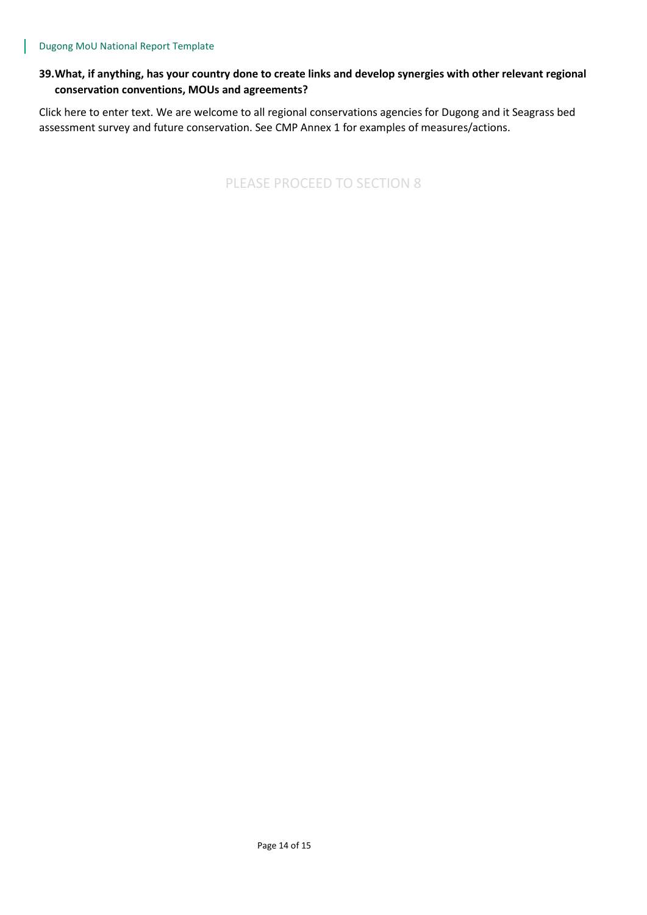**39. What, if anything, has your country done to create links and develop synergies with other relevant regional conservation conventions, MOUs and agreements?**

Click here to enter text. We are welcome to all regional conservations agencies for Dugong and it Seagrass bed assessment survey and future conservation. See CMP Annex 1 for examples of measures/actions.

PLEASE PROCEED TO SECTION 8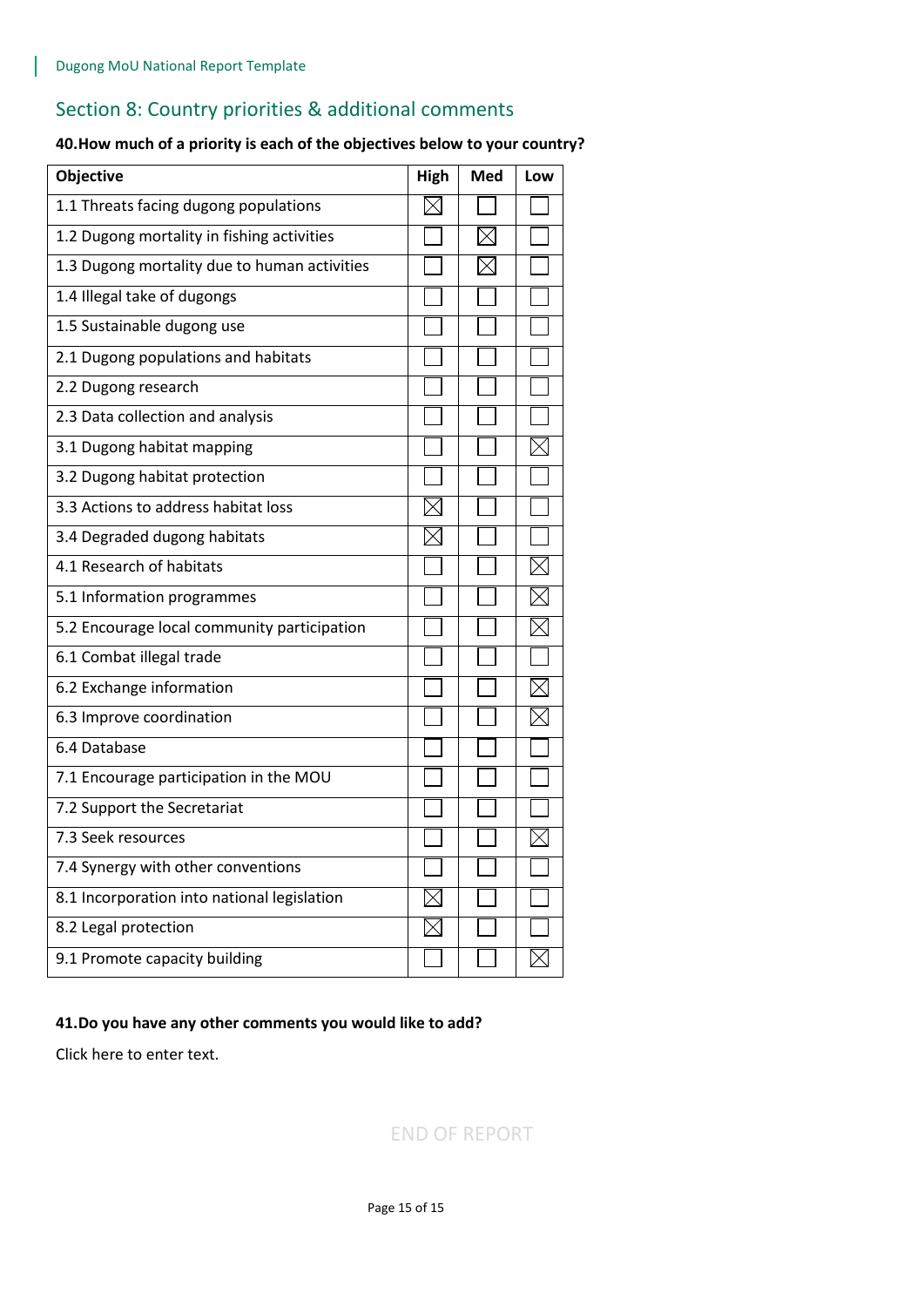## Section 8: Country priorities & additional comments

**40. How much of a priority is each of the objectives below to your country?**

| Objective | High | Med | Low |
|---|---|---|---|
| 1.1 Threats facing dugong populations | ☒ | ☐ | ☐ |
| 1.2 Dugong mortality in fishing activities | ☐ | ☒ | ☐ |
| 1.3 Dugong mortality due to human activities | ☐ | ☒ | ☐ |
| 1.4 Illegal take of dugongs | ☐ | ☐ | ☐ |
| 1.5 Sustainable dugong use | ☐ | ☐ | ☐ |
| 2.1 Dugong populations and habitats | ☐ | ☐ | ☐ |
| 2.2 Dugong research | ☐ | ☐ | ☐ |
| 2.3 Data collection and analysis | ☐ | ☐ | ☐ |
| 3.1 Dugong habitat mapping | ☐ | ☐ | ☒ |
| 3.2 Dugong habitat protection | ☐ | ☐ | ☐ |
| 3.3 Actions to address habitat loss | ☒ | ☐ | ☐ |
| 3.4 Degraded dugong habitats | ☒ | ☐ | ☐ |
| 4.1 Research of habitats | ☐ | ☐ | ☒ |
| 5.1 Information programmes | ☐ | ☐ | ☒ |
| 5.2 Encourage local community participation | ☐ | ☐ | ☒ |
| 6.1 Combat illegal trade | ☐ | ☐ | ☐ |
| 6.2 Exchange information | ☐ | ☐ | ☒ |
| 6.3 Improve coordination | ☐ | ☐ | ☒ |
| 6.4 Database | ☐ | ☐ | ☐ |
| 7.1 Encourage participation in the MOU | ☐ | ☐ | ☐ |
| 7.2 Support the Secretariat | ☐ | ☐ | ☐ |
| 7.3 Seek resources | ☐ | ☐ | ☒ |
| 7.4 Synergy with other conventions | ☐ | ☐ | ☐ |
| 8.1 Incorporation into national legislation | ☒ | ☐ | ☐ |
| 8.2 Legal protection | ☒ | ☐ | ☐ |
| 9.1 Promote capacity building | ☐ | ☐ | ☒ |

**41. Do you have any other comments you would like to add?**

Click here to enter text.

END OF REPORT